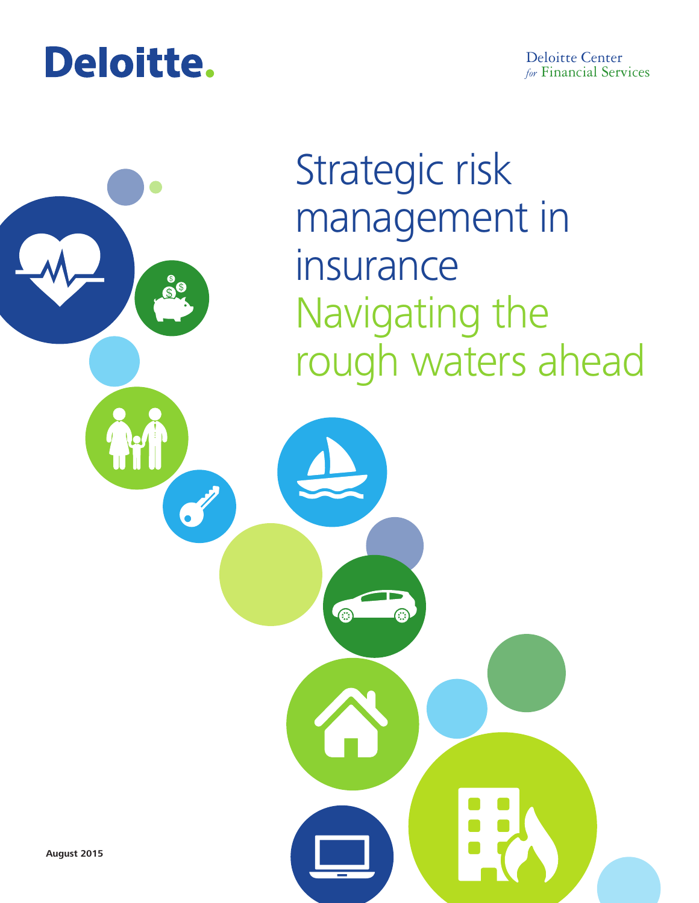Deloitte.

Deloitte Center *for* Financial Services

# Strategic risk management in insurance
## Navigating the rough waters ahead

**August 2015**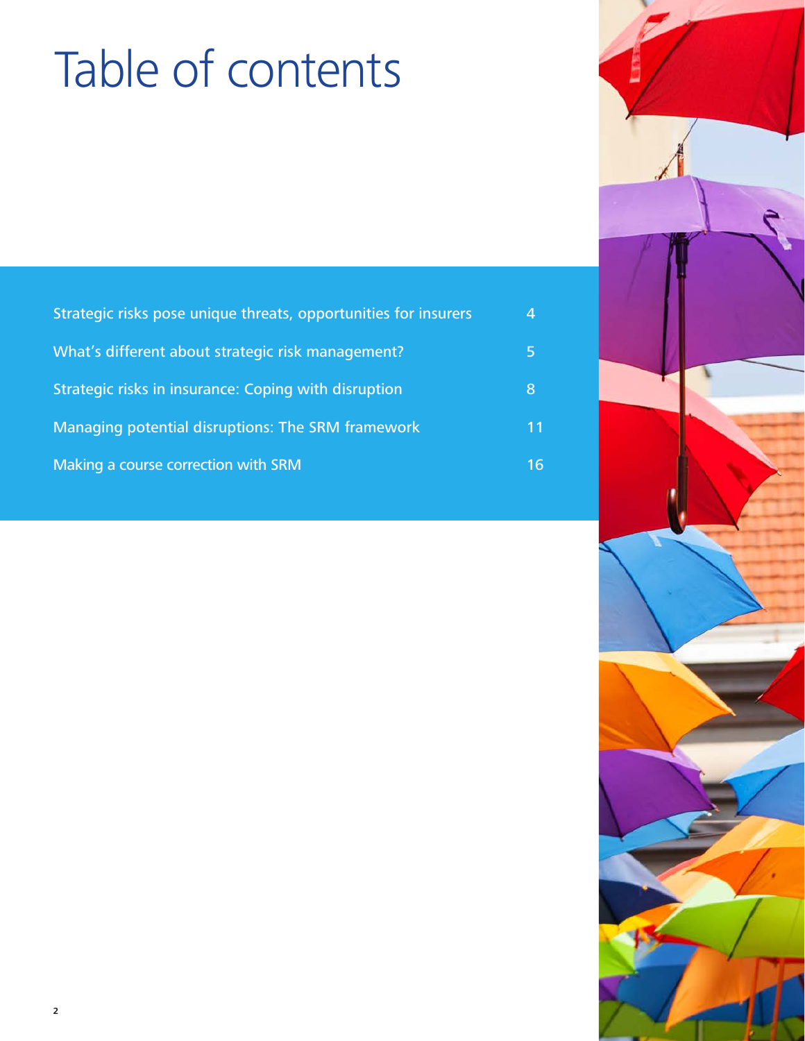# Table of contents

| | |
|---|---|
| Strategic risks pose unique threats, opportunities for insurers | 4 |
| What's different about strategic risk management? | 5 |
| Strategic risks in insurance: Coping with disruption | 8 |
| Managing potential disruptions: The SRM framework | 11 |
| Making a course correction with SRM | 16 |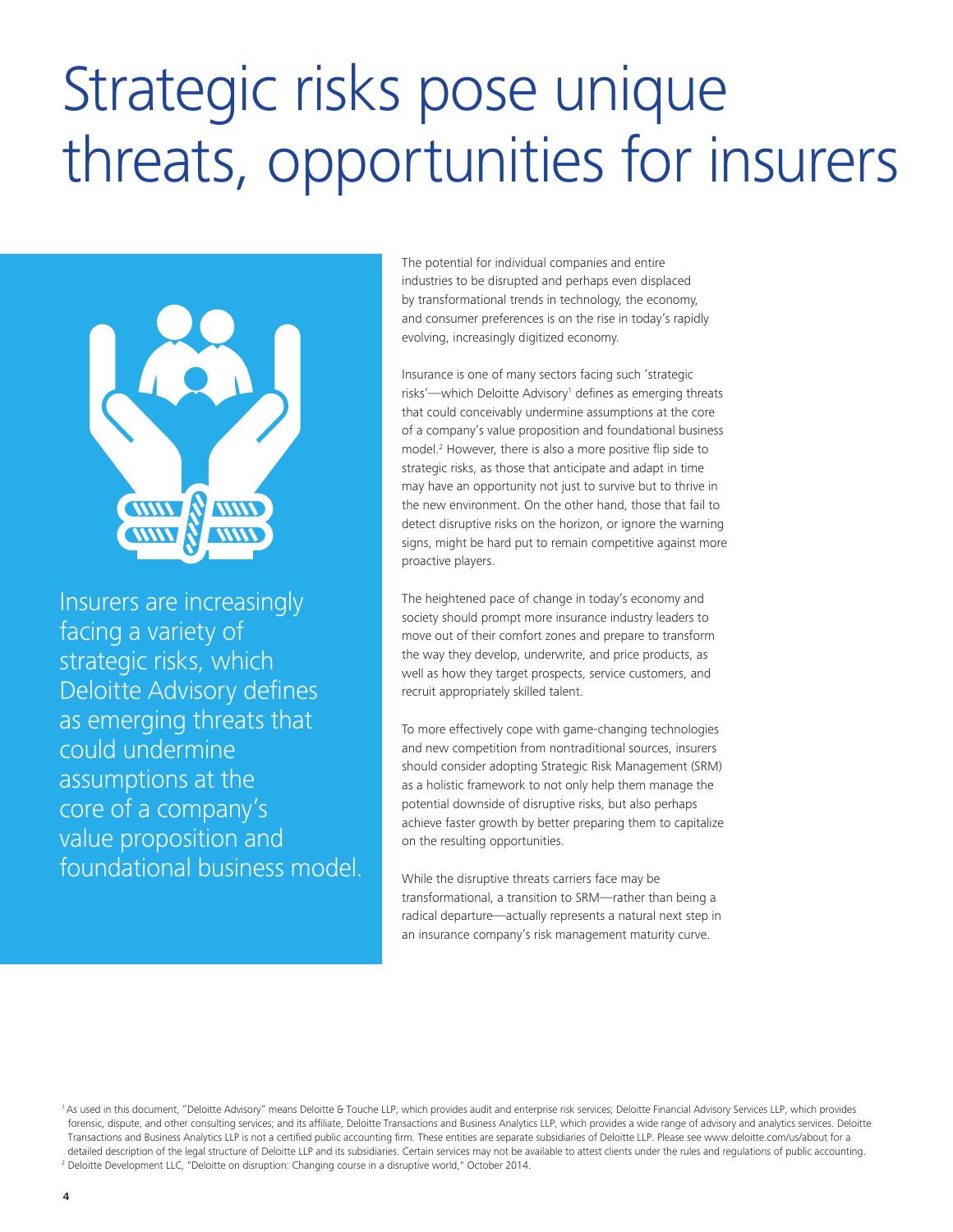# Strategic risks pose unique threats, opportunities for insurers

Insurers are increasingly facing a variety of strategic risks, which Deloitte Advisory defines as emerging threats that could undermine assumptions at the core of a company's value proposition and foundational business model.

The potential for individual companies and entire industries to be disrupted and perhaps even displaced by transformational trends in technology, the economy, and consumer preferences is on the rise in today's rapidly evolving, increasingly digitized economy.

Insurance is one of many sectors facing such 'strategic risks'—which Deloitte Advisory[1] defines as emerging threats that could conceivably undermine assumptions at the core of a company's value proposition and foundational business model.[2] However, there is also a more positive flip side to strategic risks, as those that anticipate and adapt in time may have an opportunity not just to survive but to thrive in the new environment. On the other hand, those that fail to detect disruptive risks on the horizon, or ignore the warning signs, might be hard put to remain competitive against more proactive players.

The heightened pace of change in today's economy and society should prompt more insurance industry leaders to move out of their comfort zones and prepare to transform the way they develop, underwrite, and price products, as well as how they target prospects, service customers, and recruit appropriately skilled talent.

To more effectively cope with game-changing technologies and new competition from nontraditional sources, insurers should consider adopting Strategic Risk Management (SRM) as a holistic framework to not only help them manage the potential downside of disruptive risks, but also perhaps achieve faster growth by better preparing them to capitalize on the resulting opportunities.

While the disruptive threats carriers face may be transformational, a transition to SRM—rather than being a radical departure—actually represents a natural next step in an insurance company's risk management maturity curve.

[1] As used in this document, "Deloitte Advisory" means Deloitte & Touche LLP, which provides audit and enterprise risk services; Deloitte Financial Advisory Services LLP, which provides forensic, dispute, and other consulting services; and its affiliate, Deloitte Transactions and Business Analytics LLP, which provides a wide range of advisory and analytics services. Deloitte Transactions and Business Analytics LLP is not a certified public accounting firm. These entities are separate subsidiaries of Deloitte LLP. Please see www.deloitte.com/us/about for a detailed description of the legal structure of Deloitte LLP and its subsidiaries. Certain services may not be available to attest clients under the rules and regulations of public accounting.

[2] Deloitte Development LLC, "Deloitte on disruption: Changing course in a disruptive world," October 2014.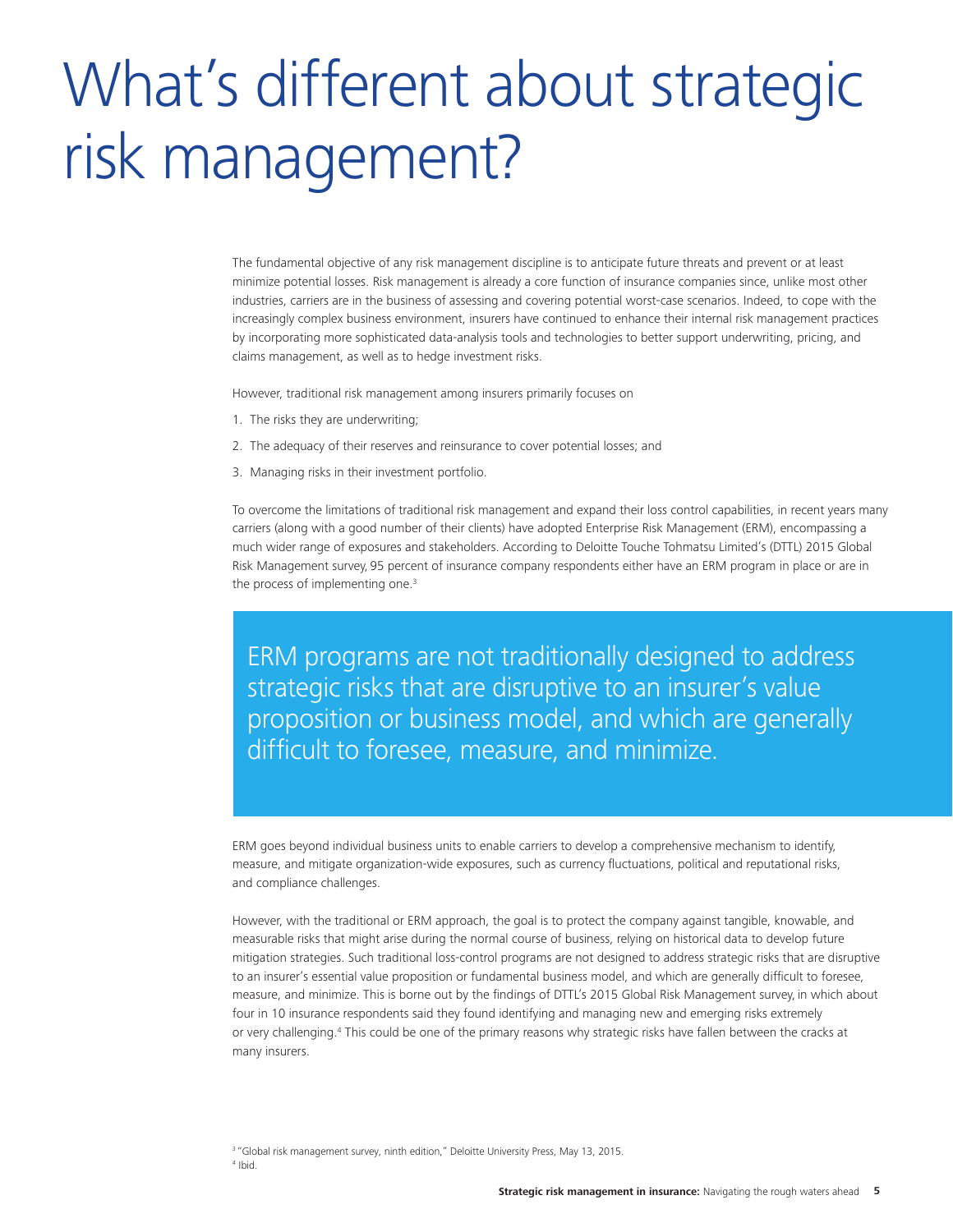# What's different about strategic risk management?

The fundamental objective of any risk management discipline is to anticipate future threats and prevent or at least minimize potential losses. Risk management is already a core function of insurance companies since, unlike most other industries, carriers are in the business of assessing and covering potential worst-case scenarios. Indeed, to cope with the increasingly complex business environment, insurers have continued to enhance their internal risk management practices by incorporating more sophisticated data-analysis tools and technologies to better support underwriting, pricing, and claims management, as well as to hedge investment risks.

However, traditional risk management among insurers primarily focuses on

1. The risks they are underwriting;
2. The adequacy of their reserves and reinsurance to cover potential losses; and
3. Managing risks in their investment portfolio.

To overcome the limitations of traditional risk management and expand their loss control capabilities, in recent years many carriers (along with a good number of their clients) have adopted Enterprise Risk Management (ERM), encompassing a much wider range of exposures and stakeholders. According to Deloitte Touche Tohmatsu Limited's (DTTL) 2015 Global Risk Management survey, 95 percent of insurance company respondents either have an ERM program in place or are in the process of implementing one.[3]

> ERM programs are not traditionally designed to address strategic risks that are disruptive to an insurer's value proposition or business model, and which are generally difficult to foresee, measure, and minimize.

ERM goes beyond individual business units to enable carriers to develop a comprehensive mechanism to identify, measure, and mitigate organization-wide exposures, such as currency fluctuations, political and reputational risks, and compliance challenges.

However, with the traditional or ERM approach, the goal is to protect the company against tangible, knowable, and measurable risks that might arise during the normal course of business, relying on historical data to develop future mitigation strategies. Such traditional loss-control programs are not designed to address strategic risks that are disruptive to an insurer's essential value proposition or fundamental business model, and which are generally difficult to foresee, measure, and minimize. This is borne out by the findings of DTTL's 2015 Global Risk Management survey, in which about four in 10 insurance respondents said they found identifying and managing new and emerging risks extremely or very challenging.[4] This could be one of the primary reasons why strategic risks have fallen between the cracks at many insurers.

[3] "Global risk management survey, ninth edition," Deloitte University Press, May 13, 2015.
[4] Ibid.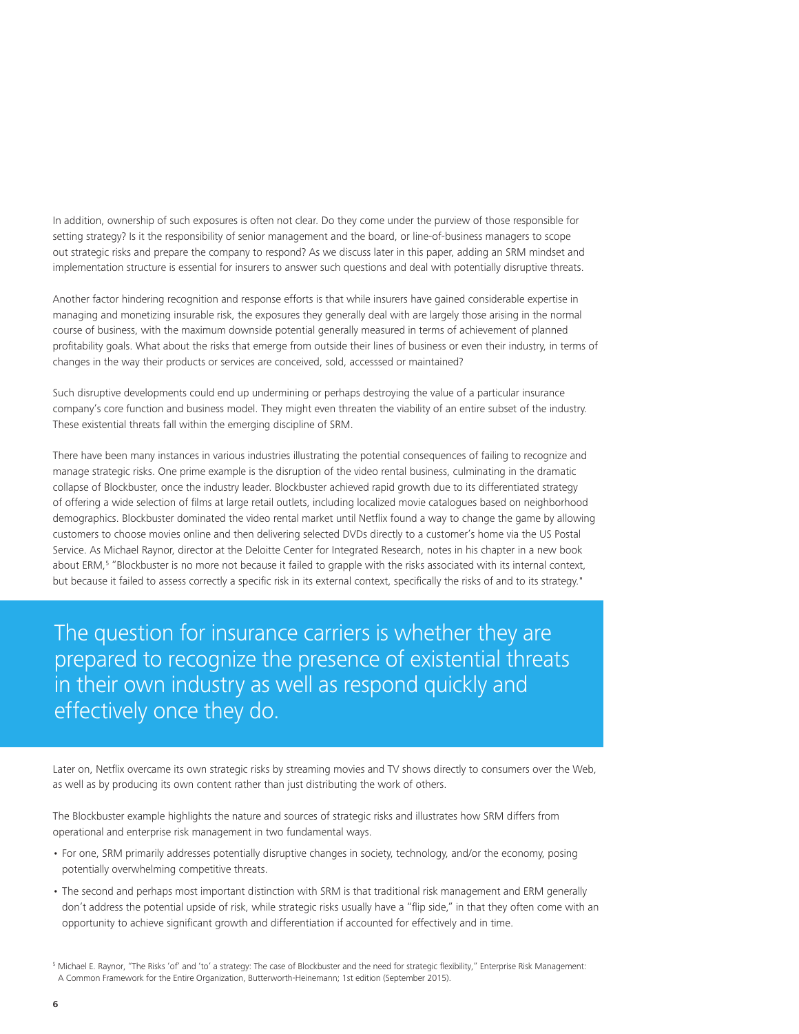In addition, ownership of such exposures is often not clear. Do they come under the purview of those responsible for setting strategy? Is it the responsibility of senior management and the board, or line-of-business managers to scope out strategic risks and prepare the company to respond? As we discuss later in this paper, adding an SRM mindset and implementation structure is essential for insurers to answer such questions and deal with potentially disruptive threats.

Another factor hindering recognition and response efforts is that while insurers have gained considerable expertise in managing and monetizing insurable risk, the exposures they generally deal with are largely those arising in the normal course of business, with the maximum downside potential generally measured in terms of achievement of planned profitability goals. What about the risks that emerge from outside their lines of business or even their industry, in terms of changes in the way their products or services are conceived, sold, accesssed or maintained?

Such disruptive developments could end up undermining or perhaps destroying the value of a particular insurance company's core function and business model. They might even threaten the viability of an entire subset of the industry. These existential threats fall within the emerging discipline of SRM.

There have been many instances in various industries illustrating the potential consequences of failing to recognize and manage strategic risks. One prime example is the disruption of the video rental business, culminating in the dramatic collapse of Blockbuster, once the industry leader. Blockbuster achieved rapid growth due to its differentiated strategy of offering a wide selection of films at large retail outlets, including localized movie catalogues based on neighborhood demographics. Blockbuster dominated the video rental market until Netflix found a way to change the game by allowing customers to choose movies online and then delivering selected DVDs directly to a customer's home via the US Postal Service. As Michael Raynor, director at the Deloitte Center for Integrated Research, notes in his chapter in a new book about ERM,[5] "Blockbuster is no more not because it failed to grapple with the risks associated with its internal context, but because it failed to assess correctly a specific risk in its external context, specifically the risks of and to its strategy."

> The question for insurance carriers is whether they are prepared to recognize the presence of existential threats in their own industry as well as respond quickly and effectively once they do.

Later on, Netflix overcame its own strategic risks by streaming movies and TV shows directly to consumers over the Web, as well as by producing its own content rather than just distributing the work of others.

The Blockbuster example highlights the nature and sources of strategic risks and illustrates how SRM differs from operational and enterprise risk management in two fundamental ways.

- For one, SRM primarily addresses potentially disruptive changes in society, technology, and/or the economy, posing potentially overwhelming competitive threats.
- The second and perhaps most important distinction with SRM is that traditional risk management and ERM generally don't address the potential upside of risk, while strategic risks usually have a "flip side," in that they often come with an opportunity to achieve significant growth and differentiation if accounted for effectively and in time.

[5] Michael E. Raynor, "The Risks 'of' and 'to' a strategy: The case of Blockbuster and the need for strategic flexibility," Enterprise Risk Management: A Common Framework for the Entire Organization, Butterworth-Heinemann; 1st edition (September 2015).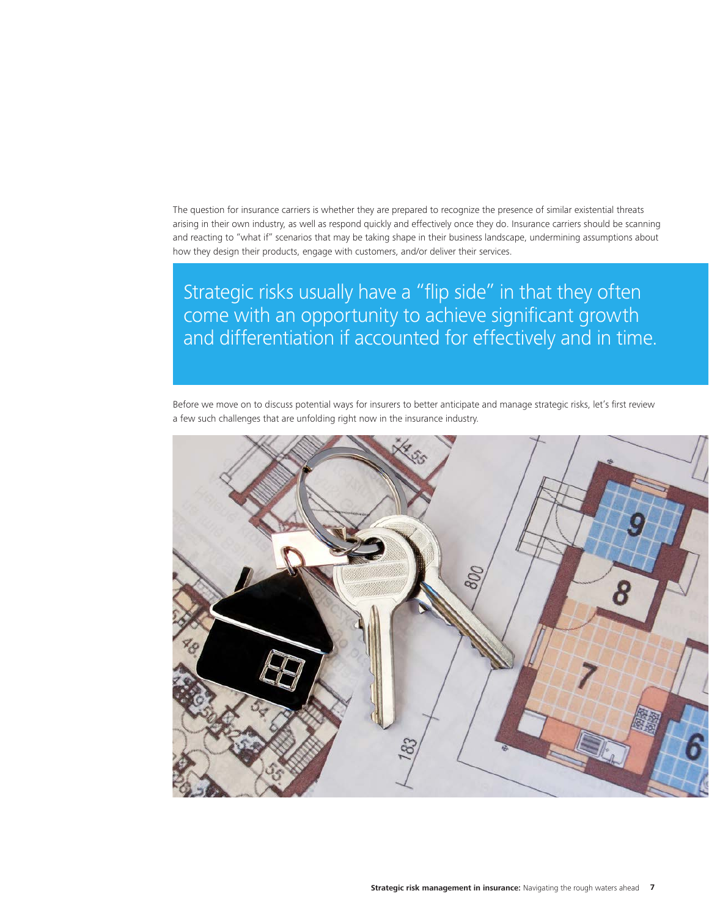The question for insurance carriers is whether they are prepared to recognize the presence of similar existential threats arising in their own industry, as well as respond quickly and effectively once they do. Insurance carriers should be scanning and reacting to "what if" scenarios that may be taking shape in their business landscape, undermining assumptions about how they design their products, engage with customers, and/or deliver their services.

> Strategic risks usually have a "flip side" in that they often come with an opportunity to achieve significant growth and differentiation if accounted for effectively and in time.

Before we move on to discuss potential ways for insurers to better anticipate and manage strategic risks, let's first review a few such challenges that are unfolding right now in the insurance industry.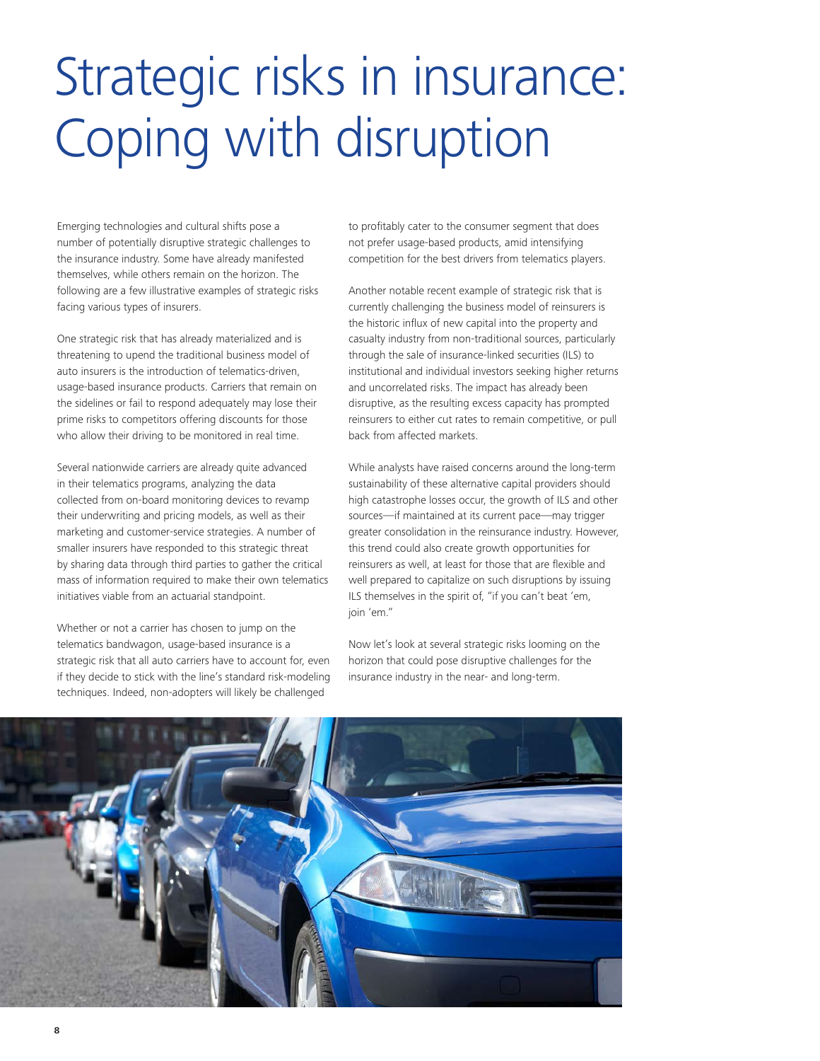# Strategic risks in insurance: Coping with disruption

Emerging technologies and cultural shifts pose a number of potentially disruptive strategic challenges to the insurance industry. Some have already manifested themselves, while others remain on the horizon. The following are a few illustrative examples of strategic risks facing various types of insurers.

One strategic risk that has already materialized and is threatening to upend the traditional business model of auto insurers is the introduction of telematics-driven, usage-based insurance products. Carriers that remain on the sidelines or fail to respond adequately may lose their prime risks to competitors offering discounts for those who allow their driving to be monitored in real time.

Several nationwide carriers are already quite advanced in their telematics programs, analyzing the data collected from on-board monitoring devices to revamp their underwriting and pricing models, as well as their marketing and customer-service strategies. A number of smaller insurers have responded to this strategic threat by sharing data through third parties to gather the critical mass of information required to make their own telematics initiatives viable from an actuarial standpoint.

Whether or not a carrier has chosen to jump on the telematics bandwagon, usage-based insurance is a strategic risk that all auto carriers have to account for, even if they decide to stick with the line's standard risk-modeling techniques. Indeed, non-adopters will likely be challenged to profitably cater to the consumer segment that does not prefer usage-based products, amid intensifying competition for the best drivers from telematics players.

Another notable recent example of strategic risk that is currently challenging the business model of reinsurers is the historic influx of new capital into the property and casualty industry from non-traditional sources, particularly through the sale of insurance-linked securities (ILS) to institutional and individual investors seeking higher returns and uncorrelated risks. The impact has already been disruptive, as the resulting excess capacity has prompted reinsurers to either cut rates to remain competitive, or pull back from affected markets.

While analysts have raised concerns around the long-term sustainability of these alternative capital providers should high catastrophe losses occur, the growth of ILS and other sources—if maintained at its current pace—may trigger greater consolidation in the reinsurance industry. However, this trend could also create growth opportunities for reinsurers as well, at least for those that are flexible and well prepared to capitalize on such disruptions by issuing ILS themselves in the spirit of, "if you can't beat 'em, join 'em."

Now let's look at several strategic risks looming on the horizon that could pose disruptive challenges for the insurance industry in the near- and long-term.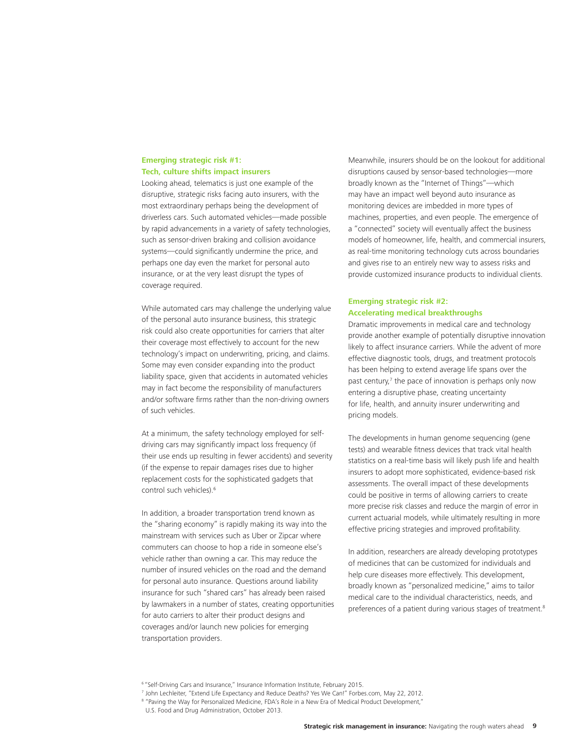### Emerging strategic risk #1: Tech, culture shifts impact insurers

Looking ahead, telematics is just one example of the disruptive, strategic risks facing auto insurers, with the most extraordinary perhaps being the development of driverless cars. Such automated vehicles—made possible by rapid advancements in a variety of safety technologies, such as sensor-driven braking and collision avoidance systems—could significantly undermine the price, and perhaps one day even the market for personal auto insurance, or at the very least disrupt the types of coverage required.

While automated cars may challenge the underlying value of the personal auto insurance business, this strategic risk could also create opportunities for carriers that alter their coverage most effectively to account for the new technology's impact on underwriting, pricing, and claims. Some may even consider expanding into the product liability space, given that accidents in automated vehicles may in fact become the responsibility of manufacturers and/or software firms rather than the non-driving owners of such vehicles.

At a minimum, the safety technology employed for self-driving cars may significantly impact loss frequency (if their use ends up resulting in fewer accidents) and severity (if the expense to repair damages rises due to higher replacement costs for the sophisticated gadgets that control such vehicles).[6]

In addition, a broader transportation trend known as the "sharing economy" is rapidly making its way into the mainstream with services such as Uber or Zipcar where commuters can choose to hop a ride in someone else's vehicle rather than owning a car. This may reduce the number of insured vehicles on the road and the demand for personal auto insurance. Questions around liability insurance for such "shared cars" has already been raised by lawmakers in a number of states, creating opportunities for auto carriers to alter their product designs and coverages and/or launch new policies for emerging transportation providers.

Meanwhile, insurers should be on the lookout for additional disruptions caused by sensor-based technologies—more broadly known as the "Internet of Things"—which may have an impact well beyond auto insurance as monitoring devices are imbedded in more types of machines, properties, and even people. The emergence of a "connected" society will eventually affect the business models of homeowner, life, health, and commercial insurers, as real-time monitoring technology cuts across boundaries and gives rise to an entirely new way to assess risks and provide customized insurance products to individual clients.

### Emerging strategic risk #2: Accelerating medical breakthroughs

Dramatic improvements in medical care and technology provide another example of potentially disruptive innovation likely to affect insurance carriers. While the advent of more effective diagnostic tools, drugs, and treatment protocols has been helping to extend average life spans over the past century,[7] the pace of innovation is perhaps only now entering a disruptive phase, creating uncertainty for life, health, and annuity insurer underwriting and pricing models.

The developments in human genome sequencing (gene tests) and wearable fitness devices that track vital health statistics on a real-time basis will likely push life and health insurers to adopt more sophisticated, evidence-based risk assessments. The overall impact of these developments could be positive in terms of allowing carriers to create more precise risk classes and reduce the margin of error in current actuarial models, while ultimately resulting in more effective pricing strategies and improved profitability.

In addition, researchers are already developing prototypes of medicines that can be customized for individuals and help cure diseases more effectively. This development, broadly known as "personalized medicine," aims to tailor medical care to the individual characteristics, needs, and preferences of a patient during various stages of treatment.[8]

---

[6] "Self-Driving Cars and Insurance," Insurance Information Institute, February 2015.

[7] John Lechleiter, "Extend Life Expectancy and Reduce Deaths? Yes We Can!" Forbes.com, May 22, 2012.

[8] "Paving the Way for Personalized Medicine, FDA's Role in a New Era of Medical Product Development," U.S. Food and Drug Administration, October 2013.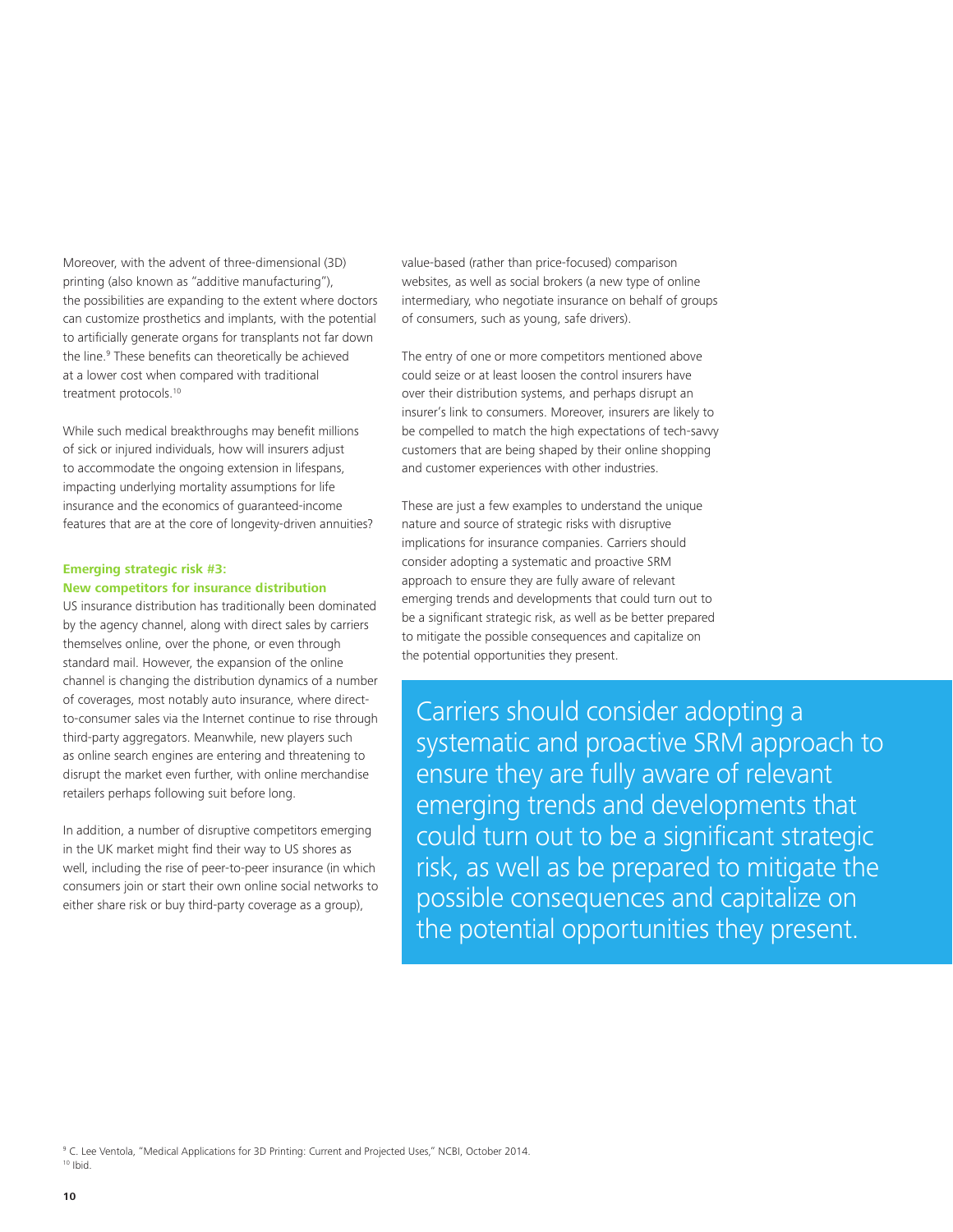Moreover, with the advent of three-dimensional (3D) printing (also known as "additive manufacturing"), the possibilities are expanding to the extent where doctors can customize prosthetics and implants, with the potential to artificially generate organs for transplants not far down the line.[9] These benefits can theoretically be achieved at a lower cost when compared with traditional treatment protocols.[10]

While such medical breakthroughs may benefit millions of sick or injured individuals, how will insurers adjust to accommodate the ongoing extension in lifespans, impacting underlying mortality assumptions for life insurance and the economics of guaranteed-income features that are at the core of longevity-driven annuities?

**Emerging strategic risk #3:**
**New competitors for insurance distribution**

US insurance distribution has traditionally been dominated by the agency channel, along with direct sales by carriers themselves online, over the phone, or even through standard mail. However, the expansion of the online channel is changing the distribution dynamics of a number of coverages, most notably auto insurance, where direct-to-consumer sales via the Internet continue to rise through third-party aggregators. Meanwhile, new players such as online search engines are entering and threatening to disrupt the market even further, with online merchandise retailers perhaps following suit before long.

In addition, a number of disruptive competitors emerging in the UK market might find their way to US shores as well, including the rise of peer-to-peer insurance (in which consumers join or start their own online social networks to either share risk or buy third-party coverage as a group), value-based (rather than price-focused) comparison websites, as well as social brokers (a new type of online intermediary, who negotiate insurance on behalf of groups of consumers, such as young, safe drivers).

The entry of one or more competitors mentioned above could seize or at least loosen the control insurers have over their distribution systems, and perhaps disrupt an insurer's link to consumers. Moreover, insurers are likely to be compelled to match the high expectations of tech-savvy customers that are being shaped by their online shopping and customer experiences with other industries.

These are just a few examples to understand the unique nature and source of strategic risks with disruptive implications for insurance companies. Carriers should consider adopting a systematic and proactive SRM approach to ensure they are fully aware of relevant emerging trends and developments that could turn out to be a significant strategic risk, as well as be better prepared to mitigate the possible consequences and capitalize on the potential opportunities they present.

> Carriers should consider adopting a systematic and proactive SRM approach to ensure they are fully aware of relevant emerging trends and developments that could turn out to be a significant strategic risk, as well as be prepared to mitigate the possible consequences and capitalize on the potential opportunities they present.

[9] C. Lee Ventola, "Medical Applications for 3D Printing: Current and Projected Uses," NCBI, October 2014.
[10] Ibid.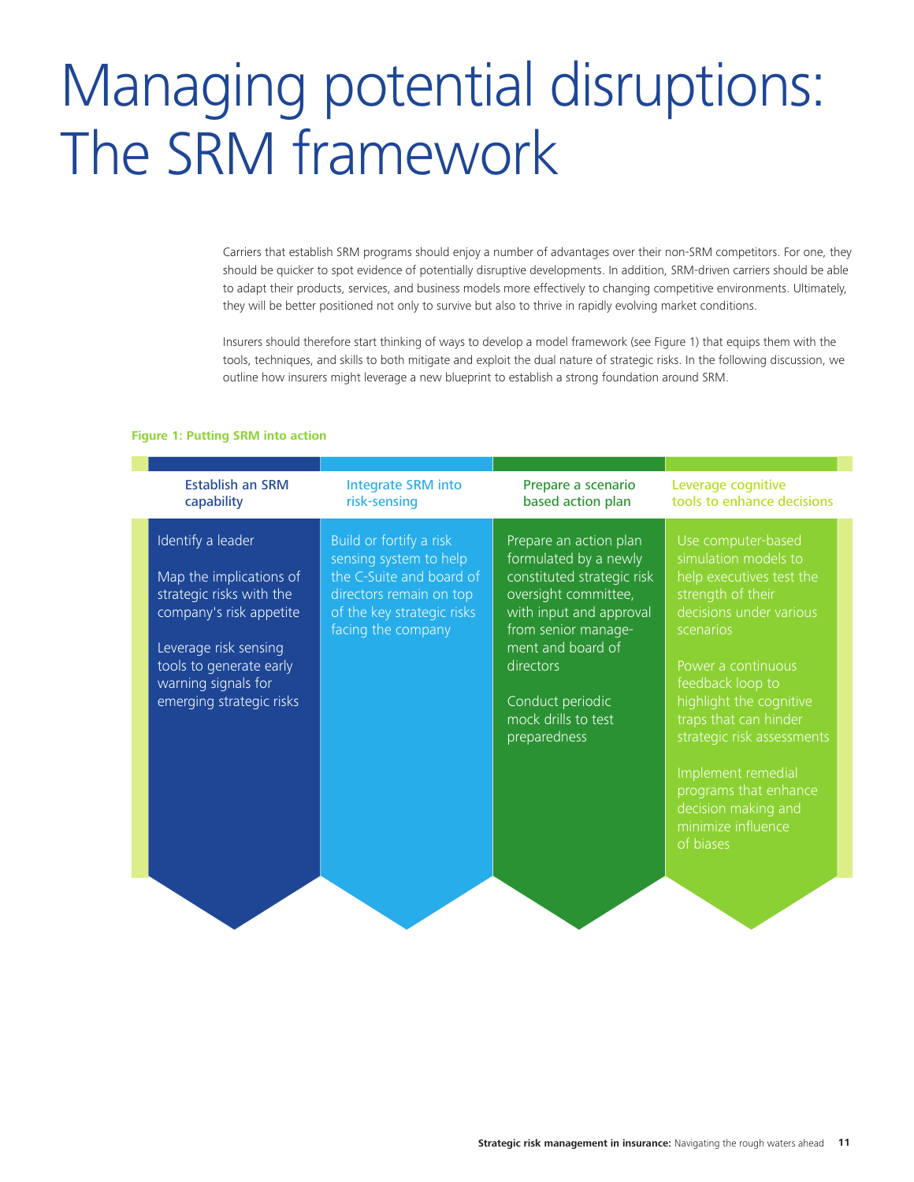# Managing potential disruptions: The SRM framework

Carriers that establish SRM programs should enjoy a number of advantages over their non-SRM competitors. For one, they should be quicker to spot evidence of potentially disruptive developments. In addition, SRM-driven carriers should be able to adapt their products, services, and business models more effectively to changing competitive environments. Ultimately, they will be better positioned not only to survive but also to thrive in rapidly evolving market conditions.

Insurers should therefore start thinking of ways to develop a model framework (see Figure 1) that equips them with the tools, techniques, and skills to both mitigate and exploit the dual nature of strategic risks. In the following discussion, we outline how insurers might leverage a new blueprint to establish a strong foundation around SRM.

**Figure 1: Putting SRM into action**

| Establish an SRM capability | Integrate SRM into risk-sensing | Prepare a scenario based action plan | Leverage cognitive tools to enhance decisions |
|---|---|---|---|
| Identify a leader<br><br>Map the implications of strategic risks with the company's risk appetite<br><br>Leverage risk sensing tools to generate early warning signals for emerging strategic risks | Build or fortify a risk sensing system to help the C-Suite and board of directors remain on top of the key strategic risks facing the company | Prepare an action plan formulated by a newly constituted strategic risk oversight committee, with input and approval from senior management and board of directors<br><br>Conduct periodic mock drills to test preparedness | Use computer-based simulation models to help executives test the strength of their decisions under various scenarios<br><br>Power a continuous feedback loop to highlight the cognitive traps that can hinder strategic risk assessments<br><br>Implement remedial programs that enhance decision making and minimize influence of biases |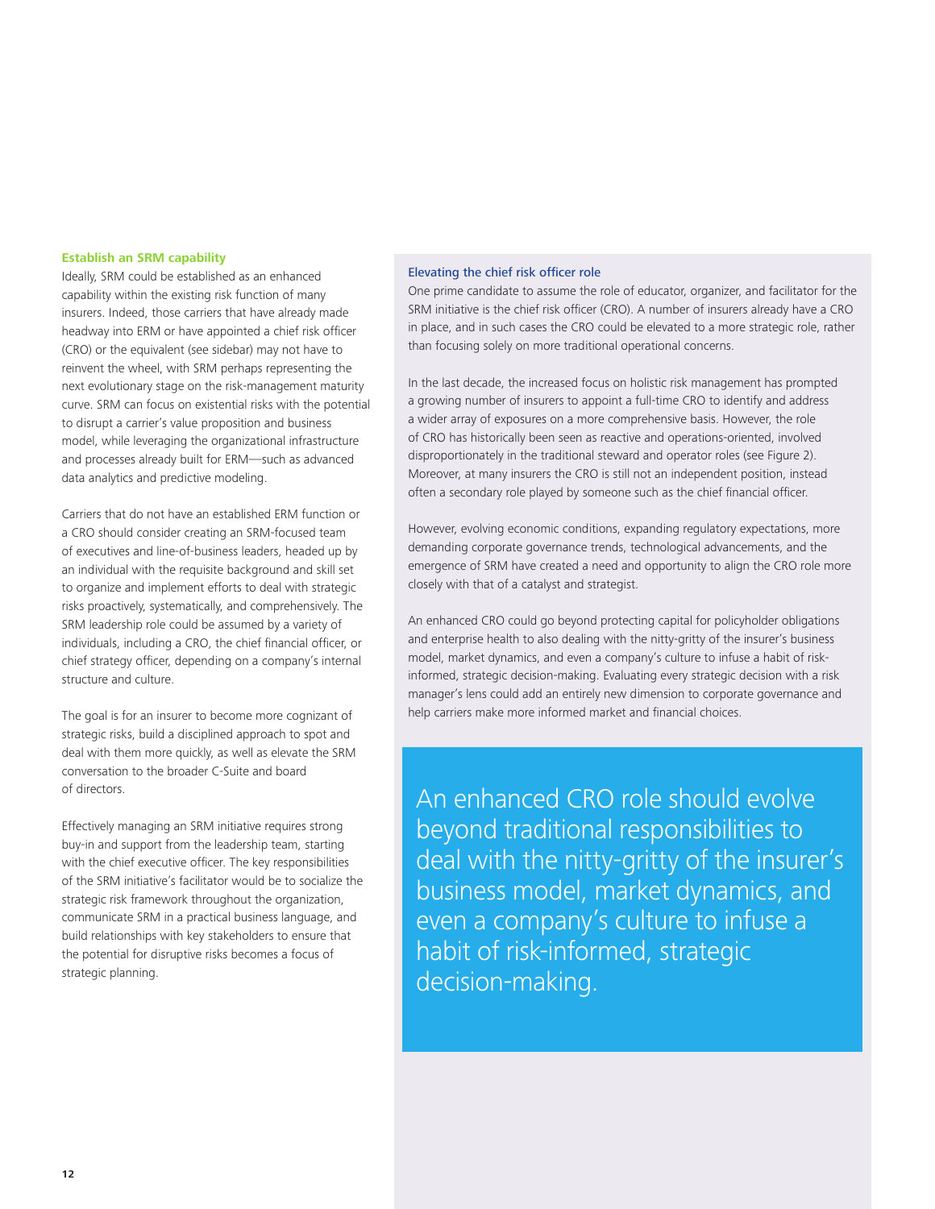### Establish an SRM capability

Ideally, SRM could be established as an enhanced capability within the existing risk function of many insurers. Indeed, those carriers that have already made headway into ERM or have appointed a chief risk officer (CRO) or the equivalent (see sidebar) may not have to reinvent the wheel, with SRM perhaps representing the next evolutionary stage on the risk-management maturity curve. SRM can focus on existential risks with the potential to disrupt a carrier's value proposition and business model, while leveraging the organizational infrastructure and processes already built for ERM—such as advanced data analytics and predictive modeling.

Carriers that do not have an established ERM function or a CRO should consider creating an SRM-focused team of executives and line-of-business leaders, headed up by an individual with the requisite background and skill set to organize and implement efforts to deal with strategic risks proactively, systematically, and comprehensively. The SRM leadership role could be assumed by a variety of individuals, including a CRO, the chief financial officer, or chief strategy officer, depending on a company's internal structure and culture.

The goal is for an insurer to become more cognizant of strategic risks, build a disciplined approach to spot and deal with them more quickly, as well as elevate the SRM conversation to the broader C-Suite and board of directors.

Effectively managing an SRM initiative requires strong buy-in and support from the leadership team, starting with the chief executive officer. The key responsibilities of the SRM initiative's facilitator would be to socialize the strategic risk framework throughout the organization, communicate SRM in a practical business language, and build relationships with key stakeholders to ensure that the potential for disruptive risks becomes a focus of strategic planning.

#### Elevating the chief risk officer role

One prime candidate to assume the role of educator, organizer, and facilitator for the SRM initiative is the chief risk officer (CRO). A number of insurers already have a CRO in place, and in such cases the CRO could be elevated to a more strategic role, rather than focusing solely on more traditional operational concerns.

In the last decade, the increased focus on holistic risk management has prompted a growing number of insurers to appoint a full-time CRO to identify and address a wider array of exposures on a more comprehensive basis. However, the role of CRO has historically been seen as reactive and operations-oriented, involved disproportionately in the traditional steward and operator roles (see Figure 2). Moreover, at many insurers the CRO is still not an independent position, instead often a secondary role played by someone such as the chief financial officer.

However, evolving economic conditions, expanding regulatory expectations, more demanding corporate governance trends, technological advancements, and the emergence of SRM have created a need and opportunity to align the CRO role more closely with that of a catalyst and strategist.

An enhanced CRO could go beyond protecting capital for policyholder obligations and enterprise health to also dealing with the nitty-gritty of the insurer's business model, market dynamics, and even a company's culture to infuse a habit of risk-informed, strategic decision-making. Evaluating every strategic decision with a risk manager's lens could add an entirely new dimension to corporate governance and help carriers make more informed market and financial choices.

> An enhanced CRO role should evolve beyond traditional responsibilities to deal with the nitty-gritty of the insurer's business model, market dynamics, and even a company's culture to infuse a habit of risk-informed, strategic decision-making.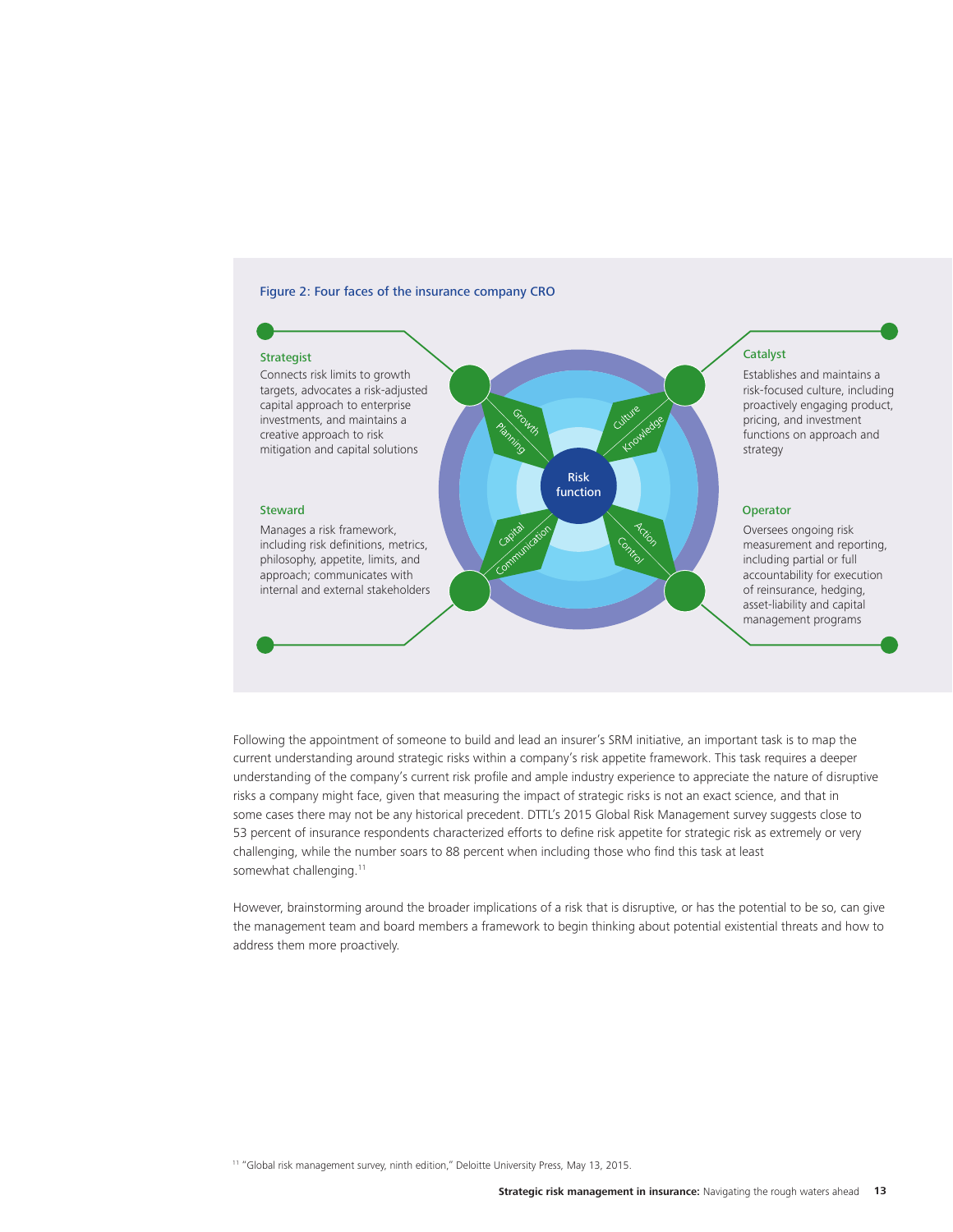Figure 2: Four faces of the insurance company CRO

**Strategist**

Connects risk limits to growth targets, advocates a risk-adjusted capital approach to enterprise investments, and maintains a creative approach to risk mitigation and capital solutions

**Catalyst**

Establishes and maintains a risk-focused culture, including proactively engaging product, pricing, and investment functions on approach and strategy

**Steward**

Manages a risk framework, including risk definitions, metrics, philosophy, appetite, limits, and approach; communicates with internal and external stakeholders

**Operator**

Oversees ongoing risk measurement and reporting, including partial or full accountability for execution of reinsurance, hedging, asset-liability and capital management programs

Risk function

Growth, Planning, Culture, Knowledge, Capital, Communication, Action, Control

Following the appointment of someone to build and lead an insurer's SRM initiative, an important task is to map the current understanding around strategic risks within a company's risk appetite framework. This task requires a deeper understanding of the company's current risk profile and ample industry experience to appreciate the nature of disruptive risks a company might face, given that measuring the impact of strategic risks is not an exact science, and that in some cases there may not be any historical precedent. DTTL's 2015 Global Risk Management survey suggests close to 53 percent of insurance respondents characterized efforts to define risk appetite for strategic risk as extremely or very challenging, while the number soars to 88 percent when including those who find this task at least somewhat challenging.[11]

However, brainstorming around the broader implications of a risk that is disruptive, or has the potential to be so, can give the management team and board members a framework to begin thinking about potential existential threats and how to address them more proactively.

[11] "Global risk management survey, ninth edition," Deloitte University Press, May 13, 2015.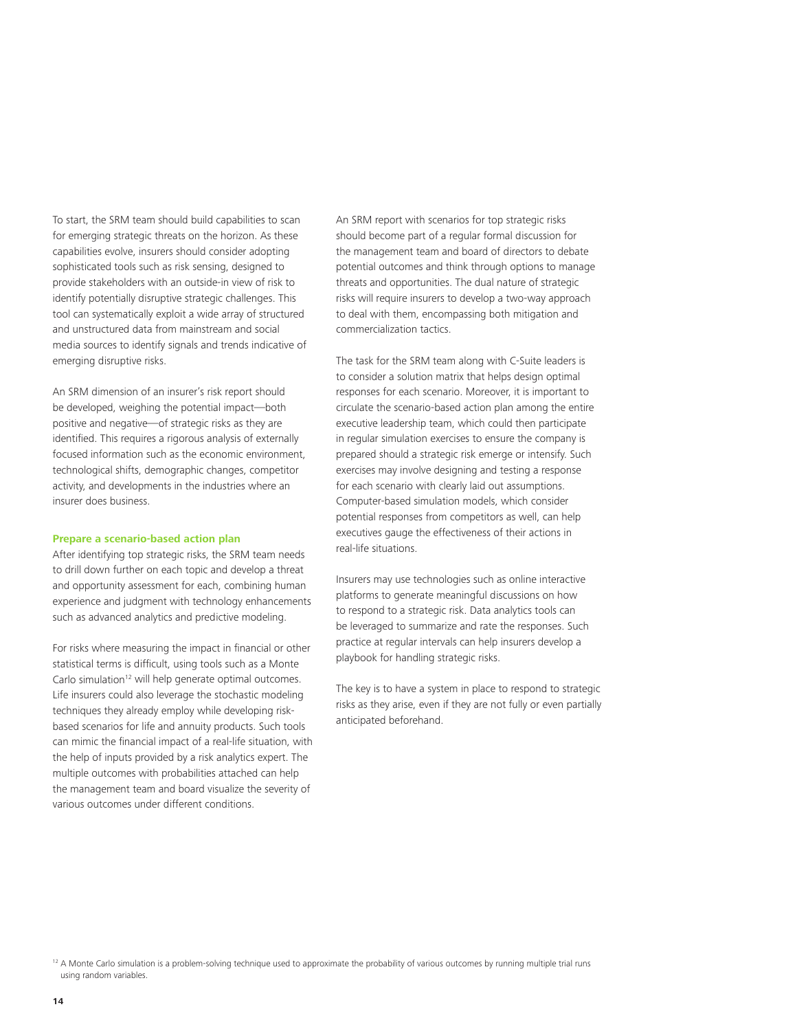To start, the SRM team should build capabilities to scan for emerging strategic threats on the horizon. As these capabilities evolve, insurers should consider adopting sophisticated tools such as risk sensing, designed to provide stakeholders with an outside-in view of risk to identify potentially disruptive strategic challenges. This tool can systematically exploit a wide array of structured and unstructured data from mainstream and social media sources to identify signals and trends indicative of emerging disruptive risks.

An SRM dimension of an insurer's risk report should be developed, weighing the potential impact—both positive and negative—of strategic risks as they are identified. This requires a rigorous analysis of externally focused information such as the economic environment, technological shifts, demographic changes, competitor activity, and developments in the industries where an insurer does business.

### Prepare a scenario-based action plan

After identifying top strategic risks, the SRM team needs to drill down further on each topic and develop a threat and opportunity assessment for each, combining human experience and judgment with technology enhancements such as advanced analytics and predictive modeling.

For risks where measuring the impact in financial or other statistical terms is difficult, using tools such as a Monte Carlo simulation[12] will help generate optimal outcomes. Life insurers could also leverage the stochastic modeling techniques they already employ while developing risk-based scenarios for life and annuity products. Such tools can mimic the financial impact of a real-life situation, with the help of inputs provided by a risk analytics expert. The multiple outcomes with probabilities attached can help the management team and board visualize the severity of various outcomes under different conditions.

An SRM report with scenarios for top strategic risks should become part of a regular formal discussion for the management team and board of directors to debate potential outcomes and think through options to manage threats and opportunities. The dual nature of strategic risks will require insurers to develop a two-way approach to deal with them, encompassing both mitigation and commercialization tactics.

The task for the SRM team along with C-Suite leaders is to consider a solution matrix that helps design optimal responses for each scenario. Moreover, it is important to circulate the scenario-based action plan among the entire executive leadership team, which could then participate in regular simulation exercises to ensure the company is prepared should a strategic risk emerge or intensify. Such exercises may involve designing and testing a response for each scenario with clearly laid out assumptions. Computer-based simulation models, which consider potential responses from competitors as well, can help executives gauge the effectiveness of their actions in real-life situations.

Insurers may use technologies such as online interactive platforms to generate meaningful discussions on how to respond to a strategic risk. Data analytics tools can be leveraged to summarize and rate the responses. Such practice at regular intervals can help insurers develop a playbook for handling strategic risks.

The key is to have a system in place to respond to strategic risks as they arise, even if they are not fully or even partially anticipated beforehand.

[12] A Monte Carlo simulation is a problem-solving technique used to approximate the probability of various outcomes by running multiple trial runs using random variables.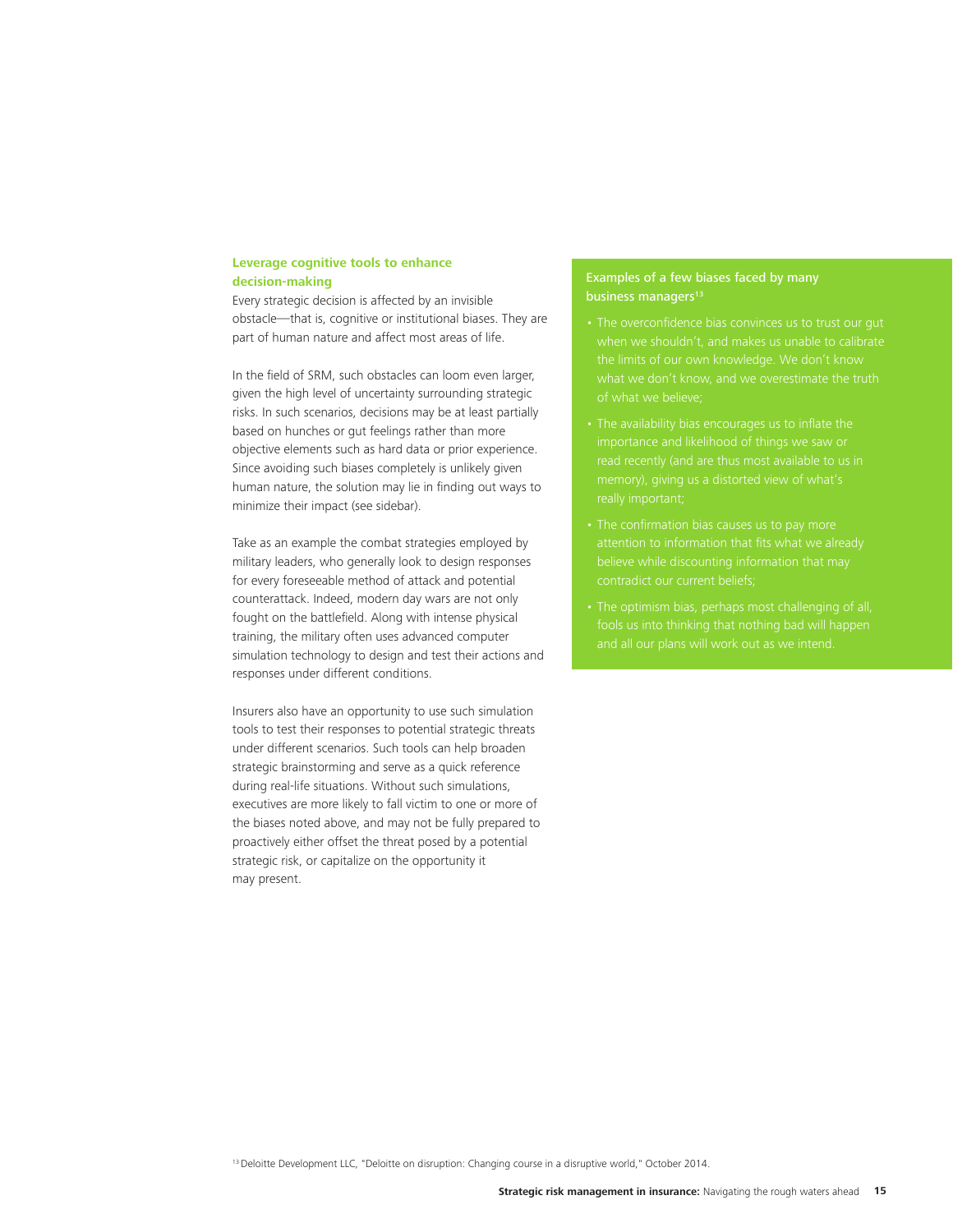### Leverage cognitive tools to enhance decision-making

Every strategic decision is affected by an invisible obstacle—that is, cognitive or institutional biases. They are part of human nature and affect most areas of life.

In the field of SRM, such obstacles can loom even larger, given the high level of uncertainty surrounding strategic risks. In such scenarios, decisions may be at least partially based on hunches or gut feelings rather than more objective elements such as hard data or prior experience. Since avoiding such biases completely is unlikely given human nature, the solution may lie in finding out ways to minimize their impact (see sidebar).

Take as an example the combat strategies employed by military leaders, who generally look to design responses for every foreseeable method of attack and potential counterattack. Indeed, modern day wars are not only fought on the battlefield. Along with intense physical training, the military often uses advanced computer simulation technology to design and test their actions and responses under different conditions.

Insurers also have an opportunity to use such simulation tools to test their responses to potential strategic threats under different scenarios. Such tools can help broaden strategic brainstorming and serve as a quick reference during real-life situations. Without such simulations, executives are more likely to fall victim to one or more of the biases noted above, and may not be fully prepared to proactively either offset the threat posed by a potential strategic risk, or capitalize on the opportunity it may present.

**Examples of a few biases faced by many business managers[13]**

- The overconfidence bias convinces us to trust our gut when we shouldn't, and makes us unable to calibrate the limits of our own knowledge. We don't know what we don't know, and we overestimate the truth of what we believe;
- The availability bias encourages us to inflate the importance and likelihood of things we saw or read recently (and are thus most available to us in memory), giving us a distorted view of what's really important;
- The confirmation bias causes us to pay more attention to information that fits what we already believe while discounting information that may contradict our current beliefs;
- The optimism bias, perhaps most challenging of all, fools us into thinking that nothing bad will happen and all our plans will work out as we intend.

[13] Deloitte Development LLC, "Deloitte on disruption: Changing course in a disruptive world," October 2014.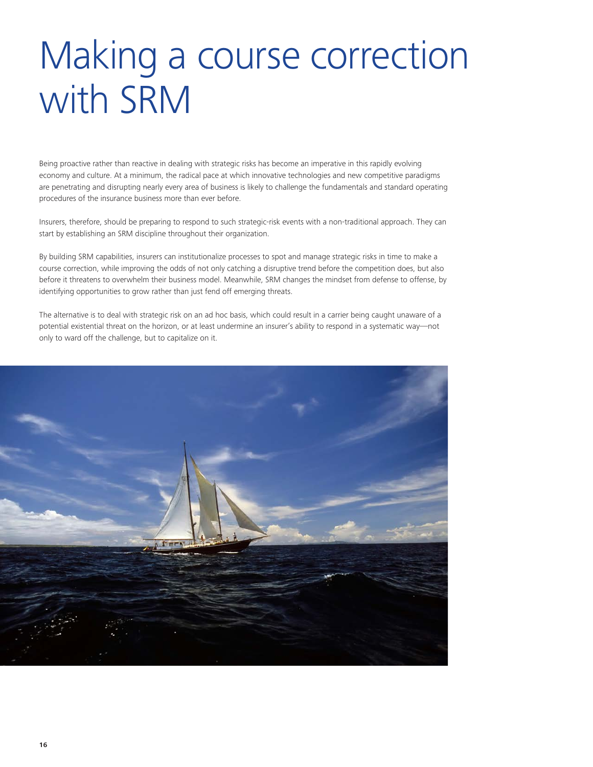# Making a course correction with SRM

Being proactive rather than reactive in dealing with strategic risks has become an imperative in this rapidly evolving economy and culture. At a minimum, the radical pace at which innovative technologies and new competitive paradigms are penetrating and disrupting nearly every area of business is likely to challenge the fundamentals and standard operating procedures of the insurance business more than ever before.

Insurers, therefore, should be preparing to respond to such strategic-risk events with a non-traditional approach. They can start by establishing an SRM discipline throughout their organization.

By building SRM capabilities, insurers can institutionalize processes to spot and manage strategic risks in time to make a course correction, while improving the odds of not only catching a disruptive trend before the competition does, but also before it threatens to overwhelm their business model. Meanwhile, SRM changes the mindset from defense to offense, by identifying opportunities to grow rather than just fend off emerging threats.

The alternative is to deal with strategic risk on an ad hoc basis, which could result in a carrier being caught unaware of a potential existential threat on the horizon, or at least undermine an insurer's ability to respond in a systematic way—not only to ward off the challenge, but to capitalize on it.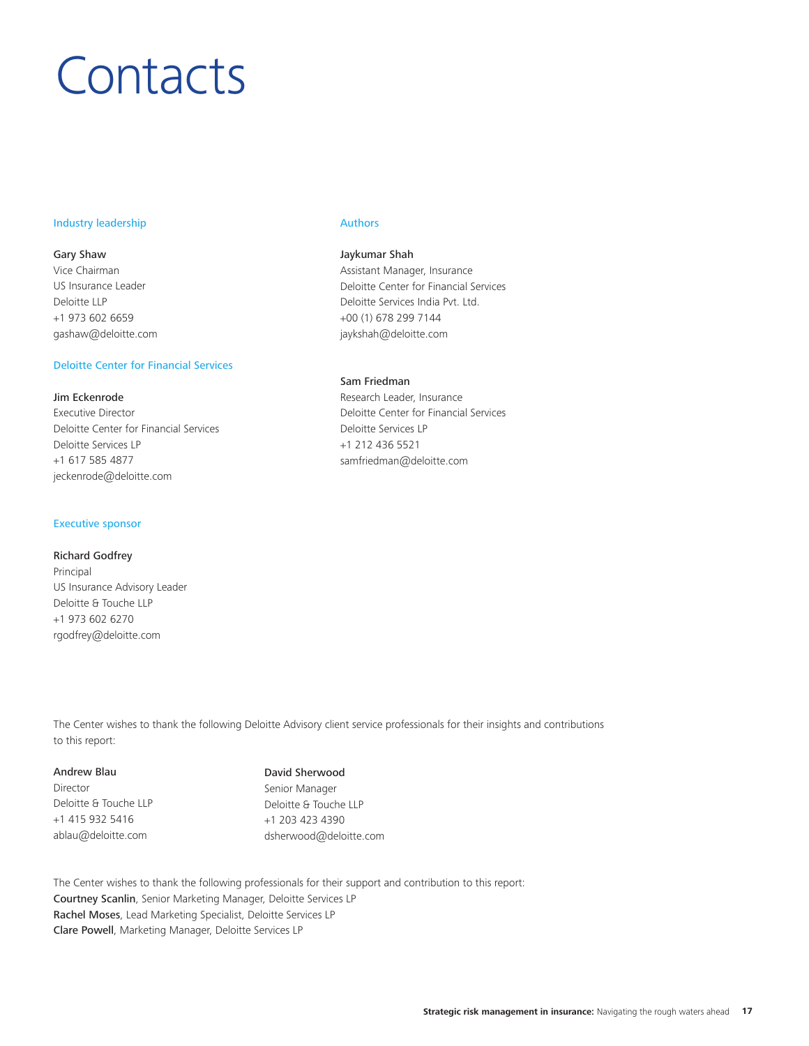# Contacts

### Industry leadership

**Gary Shaw**
Vice Chairman
US Insurance Leader
Deloitte LLP
+1 973 602 6659
gashaw@deloitte.com

### Deloitte Center for Financial Services

**Jim Eckenrode**
Executive Director
Deloitte Center for Financial Services
Deloitte Services LP
+1 617 585 4877
jeckenrode@deloitte.com

### Executive sponsor

**Richard Godfrey**
Principal
US Insurance Advisory Leader
Deloitte & Touche LLP
+1 973 602 6270
rgodfrey@deloitte.com

### Authors

**Jaykumar Shah**
Assistant Manager, Insurance
Deloitte Center for Financial Services
Deloitte Services India Pvt. Ltd.
+00 (1) 678 299 7144
jaykshah@deloitte.com

**Sam Friedman**
Research Leader, Insurance
Deloitte Center for Financial Services
Deloitte Services LP
+1 212 436 5521
samfriedman@deloitte.com

The Center wishes to thank the following Deloitte Advisory client service professionals for their insights and contributions to this report:

**Andrew Blau**
Director
Deloitte & Touche LLP
+1 415 932 5416
ablau@deloitte.com

**David Sherwood**
Senior Manager
Deloitte & Touche LLP
+1 203 423 4390
dsherwood@deloitte.com

The Center wishes to thank the following professionals for their support and contribution to this report:
**Courtney Scanlin**, Senior Marketing Manager, Deloitte Services LP
**Rachel Moses**, Lead Marketing Specialist, Deloitte Services LP
**Clare Powell**, Marketing Manager, Deloitte Services LP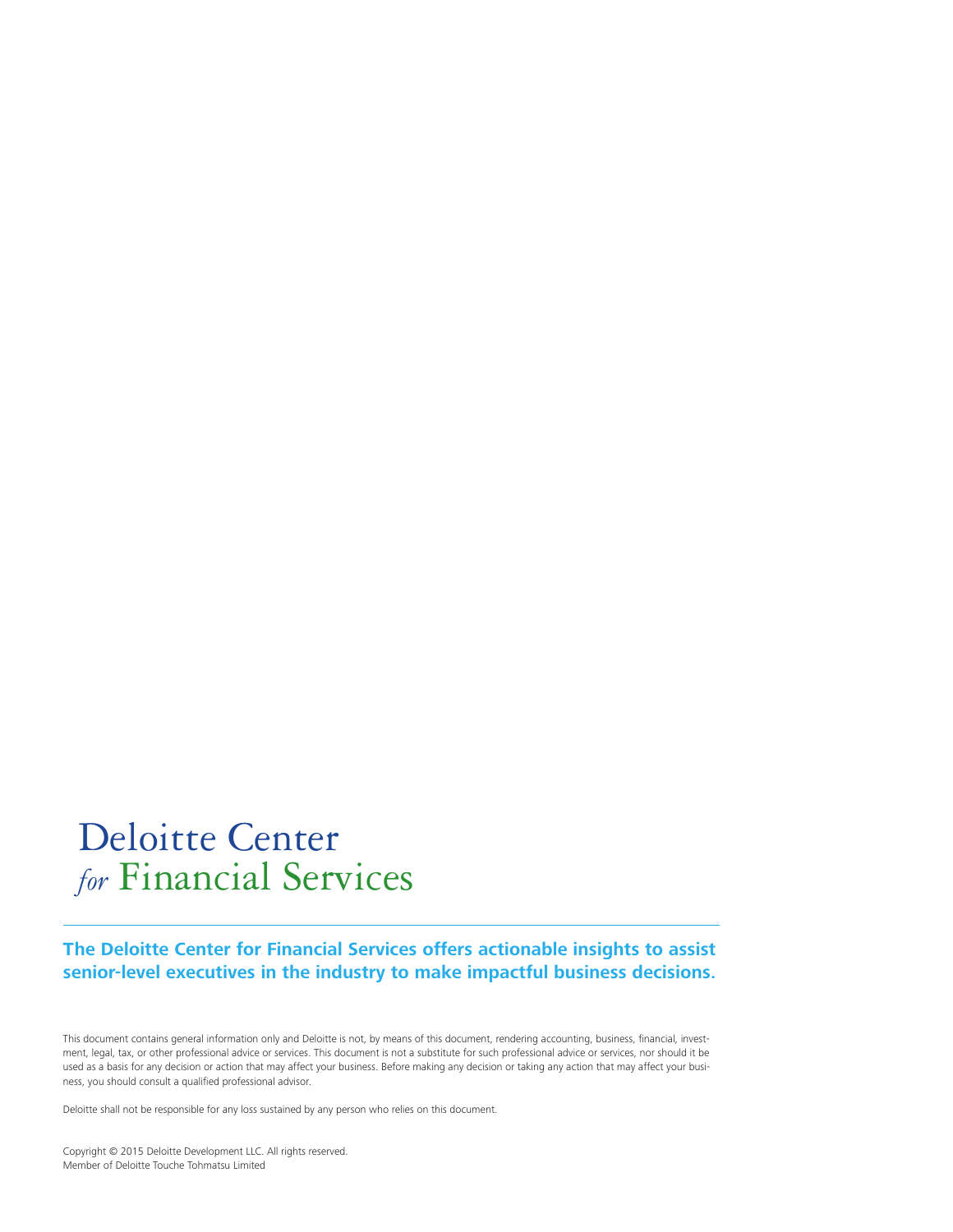# Deloitte Center *for* Financial Services

**The Deloitte Center for Financial Services offers actionable insights to assist senior-level executives in the industry to make impactful business decisions.**

This document contains general information only and Deloitte is not, by means of this document, rendering accounting, business, financial, investment, legal, tax, or other professional advice or services. This document is not a substitute for such professional advice or services, nor should it be used as a basis for any decision or action that may affect your business. Before making any decision or taking any action that may affect your business, you should consult a qualified professional advisor.

Deloitte shall not be responsible for any loss sustained by any person who relies on this document.

Copyright © 2015 Deloitte Development LLC. All rights reserved.
Member of Deloitte Touche Tohmatsu Limited